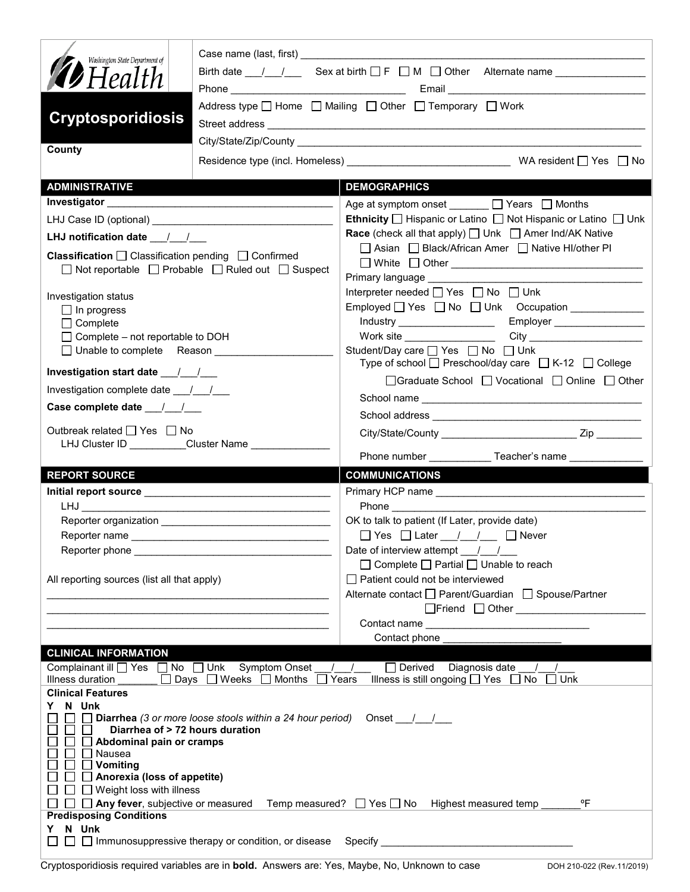Washington State Department of Health

# Cryptosporidiosis

**County**

Case name (last, first) ___________________________________________

Birth date ___/___/___ Sex at birth ☐ F ☐ M ☐ Other Alternate name _______________

Phone ______________________________ Email ______________________________

Address type ☐ Home ☐ Mailing ☐ Other ☐ Temporary ☐ Work

Street address ___________________________________________

City/State/Zip/County ___________________________________________

Residence type (incl. Homeless) ____________________________ WA resident ☐ Yes ☐ No

## ADMINISTRATIVE

**Investigator** ______________________________________

LHJ Case ID (optional) ______________________________

**LHJ notification date** ___/___/___

**Classification** ☐ Classification pending ☐ Confirmed ☐ Not reportable ☐ Probable ☐ Ruled out ☐ Suspect

Investigation status
- ☐ In progress
- ☐ Complete
- ☐ Complete – not reportable to DOH
- ☐ Unable to complete Reason ____________________

**Investigation start date** ___/___/___

Investigation complete date ___/___/___

**Case complete date** ___/___/___

Outbreak related ☐ Yes ☐ No
LHJ Cluster ID __________ Cluster Name ______________

## DEMOGRAPHICS

Age at symptom onset _______ ☐ Years ☐ Months

**Ethnicity** ☐ Hispanic or Latino ☐ Not Hispanic or Latino ☐ Unk

**Race** (check all that apply) ☐ Unk ☐ Amer Ind/AK Native ☐ Asian ☐ Black/African Amer ☐ Native HI/other PI ☐ White ☐ Other ______________________________

Primary language ______________________________

Interpreter needed ☐ Yes ☐ No ☐ Unk

Employed ☐ Yes ☐ No ☐ Unk Occupation _____________

Industry _________________ Employer ________________

Work site ________________ City ____________________

Student/Day care ☐ Yes ☐ No ☐ Unk

Type of school ☐ Preschool/day care ☐ K-12 ☐ College ☐ Graduate School ☐ Vocational ☐ Online ☐ Other

School name ______________________________________

School address ____________________________________

City/State/County ________________________ Zip ________

Phone number ___________ Teacher's name _____________

## REPORT SOURCE

**Initial report source** ______________________________

LHJ ______________________________________

Reporter organization ______________________________

Reporter name ____________________________________

Reporter phone ____________________________________

All reporting sources (list all that apply)

__________________________________________________

__________________________________________________

__________________________________________________

## COMMUNICATIONS

Primary HCP name ______________________________________

Phone ______________________________________

OK to talk to patient (If Later, provide date)
☐ Yes ☐ Later ___/___/___ ☐ Never

Date of interview attempt ___/___/___
☐ Complete ☐ Partial ☐ Unable to reach

☐ Patient could not be interviewed

Alternate contact ☐ Parent/Guardian ☐ Spouse/Partner ☐ Friend ☐ Other ______________________

Contact name ____________________________

Contact phone _____________________

## CLINICAL INFORMATION

Complainant ill ☐ Yes ☐ No ☐ Unk Symptom Onset ___/___/___ ☐ Derived Diagnosis date ___/___/___

Illness duration _______ ☐ Days ☐ Weeks ☐ Months ☐ Years Illness is still ongoing ☐ Yes ☐ No ☐ Unk

**Clinical Features**

| Y | N | Unk | |
|---|---|---|---|
| ☐ | ☐ | ☐ | **Diarrhea** *(3 or more loose stools within a 24 hour period)* Onset ___/___/___ |
| ☐ | ☐ | ☐ | **Diarrhea of > 72 hours duration** |
| ☐ | ☐ | ☐ | **Abdominal pain or cramps** |
| ☐ | ☐ | ☐ | Nausea |
| ☐ | ☐ | ☐ | **Vomiting** |
| ☐ | ☐ | ☐ | **Anorexia (loss of appetite)** |
| ☐ | ☐ | ☐ | Weight loss with illness |
| ☐ | ☐ | ☐ | **Any fever**, subjective or measured Temp measured? ☐ Yes ☐ No Highest measured temp _______ ºF |

**Predisposing Conditions**

| Y | N | Unk | |
|---|---|---|---|
| ☐ | ☐ | ☐ | Immunosuppressive therapy or condition, or disease Specify ______________________________ |

Cryptosporidiosis required variables are in **bold**. Answers are: Yes, Maybe, No, Unknown to case

DOH 210-022 (Rev.11/2019)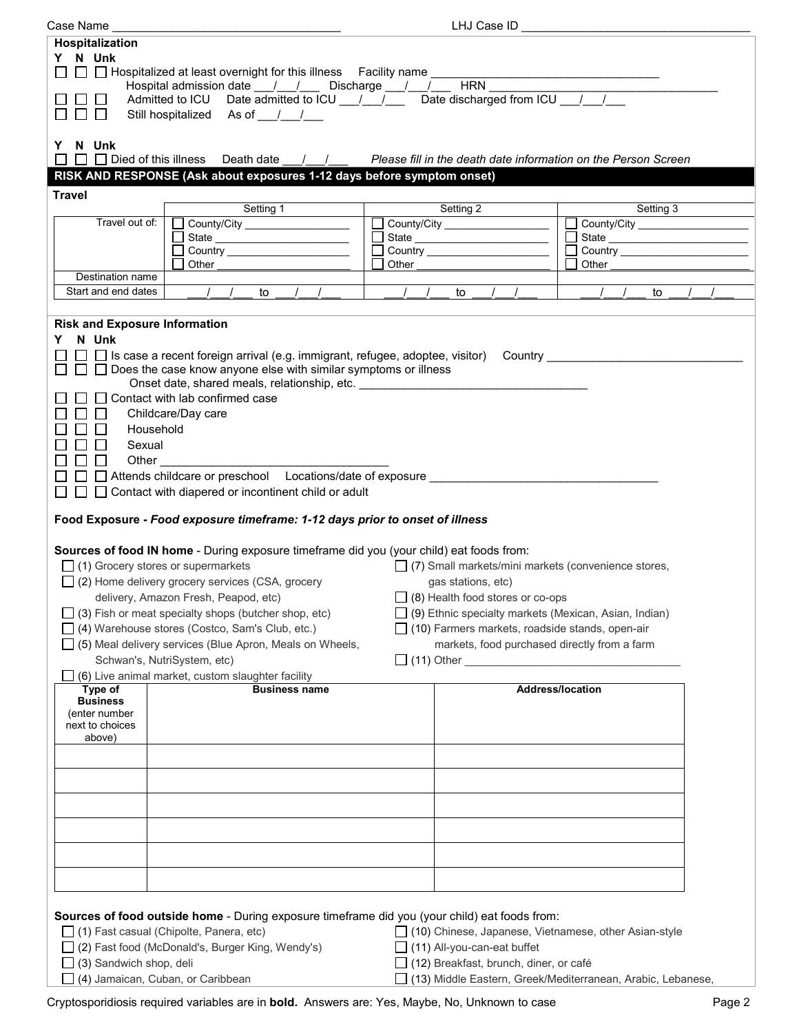Case Name ___________________________________ LHJ Case ID ___________________________________

**Hospitalization**

Y N Unk

☐ ☐ ☐ Hospitalized at least overnight for this illness Facility name ___________________________________
Hospital admission date ___/___/___ Discharge ___/___/___ HRN ___________________________________

☐ ☐ ☐ Admitted to ICU Date admitted to ICU ___/___/___ Date discharged from ICU ___/___/___

☐ ☐ ☐ Still hospitalized As of ___/___/___

Y N Unk

☐ ☐ ☐ Died of this illness Death date ___/___/___ *Please fill in the death date information on the Person Screen*

## RISK AND RESPONSE (Ask about exposures 1-12 days before symptom onset)

**Travel**

| | Setting 1 | Setting 2 | Setting 3 |
|---|---|---|---|
| Travel out of: | ☐ County/City ________ ☐ State ________ ☐ Country ________ ☐ Other ________ | ☐ County/City ________ ☐ State ________ ☐ Country ________ ☐ Other ________ | ☐ County/City ________ ☐ State ________ ☐ Country ________ ☐ Other ________ |
| Destination name | | | |
| Start and end dates | ___/___/___ to ___/___/___ | ___/___/___ to ___/___/___ | ___/___/___ to ___/___/___ |

**Risk and Exposure Information**

Y N Unk

☐ ☐ ☐ Is case a recent foreign arrival (e.g. immigrant, refugee, adoptee, visitor) Country ___________________________

☐ ☐ ☐ Does the case know anyone else with similar symptoms or illness
Onset date, shared meals, relationship, etc. ___________________________________

☐ ☐ ☐ Contact with lab confirmed case

☐ ☐ ☐ Childcare/Day care

☐ ☐ ☐ Household

☐ ☐ ☐ Sexual

☐ ☐ ☐ Other ___________________________________

☐ ☐ ☐ Attends childcare or preschool Locations/date of exposure ___________________________________

☐ ☐ ☐ Contact with diapered or incontinent child or adult

**Food Exposure -** ***Food exposure timeframe: 1-12 days prior to onset of illness***

**Sources of food IN home** - During exposure timeframe did you (your child) eat foods from:

- ☐ (1) Grocery stores or supermarkets
- ☐ (2) Home delivery grocery services (CSA, grocery delivery, Amazon Fresh, Peapod, etc)
- ☐ (3) Fish or meat specialty shops (butcher shop, etc)
- ☐ (4) Warehouse stores (Costco, Sam's Club, etc.)
- ☐ (5) Meal delivery services (Blue Apron, Meals on Wheels, Schwan's, NutriSystem, etc)
- ☐ (6) Live animal market, custom slaughter facility
- ☐ (7) Small markets/mini markets (convenience stores, gas stations, etc)
- ☐ (8) Health food stores or co-ops
- ☐ (9) Ethnic specialty markets (Mexican, Asian, Indian)
- ☐ (10) Farmers markets, roadside stands, open-air markets, food purchased directly from a farm
- ☐ (11) Other ___________________________________

| Type of Business (enter number next to choices above) | Business name | Address/location |
|---|---|---|
| | | |
| | | |
| | | |
| | | |
| | | |
| | | |

**Sources of food outside home** - During exposure timeframe did you (your child) eat foods from:

- ☐ (1) Fast casual (Chipolte, Panera, etc)
- ☐ (2) Fast food (McDonald's, Burger King, Wendy's)
- ☐ (3) Sandwich shop, deli
- ☐ (4) Jamaican, Cuban, or Caribbean
- ☐ (10) Chinese, Japanese, Vietnamese, other Asian-style
- ☐ (11) All-you-can-eat buffet
- ☐ (12) Breakfast, brunch, diner, or café
- ☐ (13) Middle Eastern, Greek/Mediterranean, Arabic, Lebanese,

Cryptosporidiosis required variables are in **bold**. Answers are: Yes, Maybe, No, Unknown to case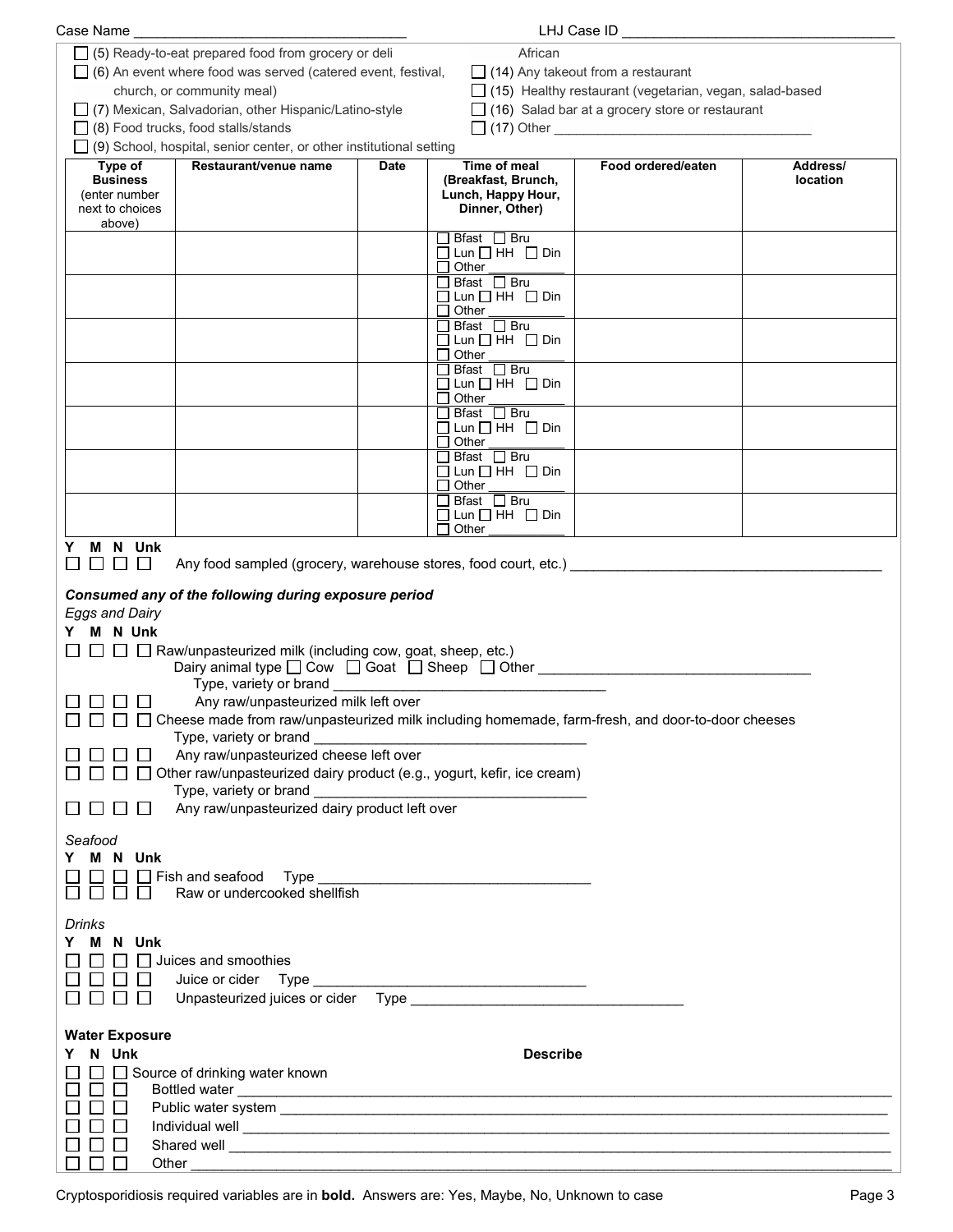Case Name ___________________________________ LHJ Case ID ___________________________________

☐ (5) Ready-to-eat prepared food from grocery or deli
☐ (6) An event where food was served (catered event, festival, church, or community meal)
☐ (7) Mexican, Salvadorian, other Hispanic/Latino-style
☐ (8) Food trucks, food stalls/stands
☐ (9) School, hospital, senior center, or other institutional setting

African
☐ (14) Any takeout from a restaurant
☐ (15) Healthy restaurant (vegetarian, vegan, salad-based
☐ (16) Salad bar at a grocery store or restaurant
☐ (17) Other ___________________________________

| Type of Business (enter number next to choices above) | Restaurant/venue name | Date | Time of meal (Breakfast, Brunch, Lunch, Happy Hour, Dinner, Other) | Food ordered/eaten | Address/ location |
|---|---|---|---|---|---|
| | | | ☐ Bfast ☐ Bru ☐ Lun ☐ HH ☐ Din ☐ Other ___ | | |
| | | | ☐ Bfast ☐ Bru ☐ Lun ☐ HH ☐ Din ☐ Other ___ | | |
| | | | ☐ Bfast ☐ Bru ☐ Lun ☐ HH ☐ Din ☐ Other ___ | | |
| | | | ☐ Bfast ☐ Bru ☐ Lun ☐ HH ☐ Din ☐ Other ___ | | |
| | | | ☐ Bfast ☐ Bru ☐ Lun ☐ HH ☐ Din ☐ Other ___ | | |
| | | | ☐ Bfast ☐ Bru ☐ Lun ☐ HH ☐ Din ☐ Other ___ | | |
| | | | ☐ Bfast ☐ Bru ☐ Lun ☐ HH ☐ Din ☐ Other ___ | | |

Y M N Unk
☐ ☐ ☐ ☐ Any food sampled (grocery, warehouse stores, food court, etc.) ___________________________________

***Consumed any of the following during exposure period***

*Eggs and Dairy*

Y M N Unk
☐ ☐ ☐ ☐ Raw/unpasteurized milk (including cow, goat, sheep, etc.)
Dairy animal type ☐ Cow ☐ Goat ☐ Sheep ☐ Other ___________________________________
Type, variety or brand ___________________________________
☐ ☐ ☐ ☐ Any raw/unpasteurized milk left over
☐ ☐ ☐ ☐ Cheese made from raw/unpasteurized milk including homemade, farm-fresh, and door-to-door cheeses
Type, variety or brand ___________________________________
☐ ☐ ☐ ☐ Any raw/unpasteurized cheese left over
☐ ☐ ☐ ☐ Other raw/unpasteurized dairy product (e.g., yogurt, kefir, ice cream)
Type, variety or brand ___________________________________
☐ ☐ ☐ ☐ Any raw/unpasteurized dairy product left over

*Seafood*

Y M N Unk
☐ ☐ ☐ ☐ Fish and seafood Type ___________________________________
☐ ☐ ☐ ☐ Raw or undercooked shellfish

*Drinks*

Y M N Unk
☐ ☐ ☐ ☐ Juices and smoothies
☐ ☐ ☐ ☐ Juice or cider Type ___________________________________
☐ ☐ ☐ ☐ Unpasteurized juices or cider Type ___________________________________

**Water Exposure**

Y N Unk **Describe**
☐ ☐ ☐ Source of drinking water known
☐ ☐ ☐ Bottled water ___________________________________
☐ ☐ ☐ Public water system ___________________________________
☐ ☐ ☐ Individual well ___________________________________
☐ ☐ ☐ Shared well ___________________________________
☐ ☐ ☐ Other ___________________________________

Cryptosporidiosis required variables are in **bold**. Answers are: Yes, Maybe, No, Unknown to case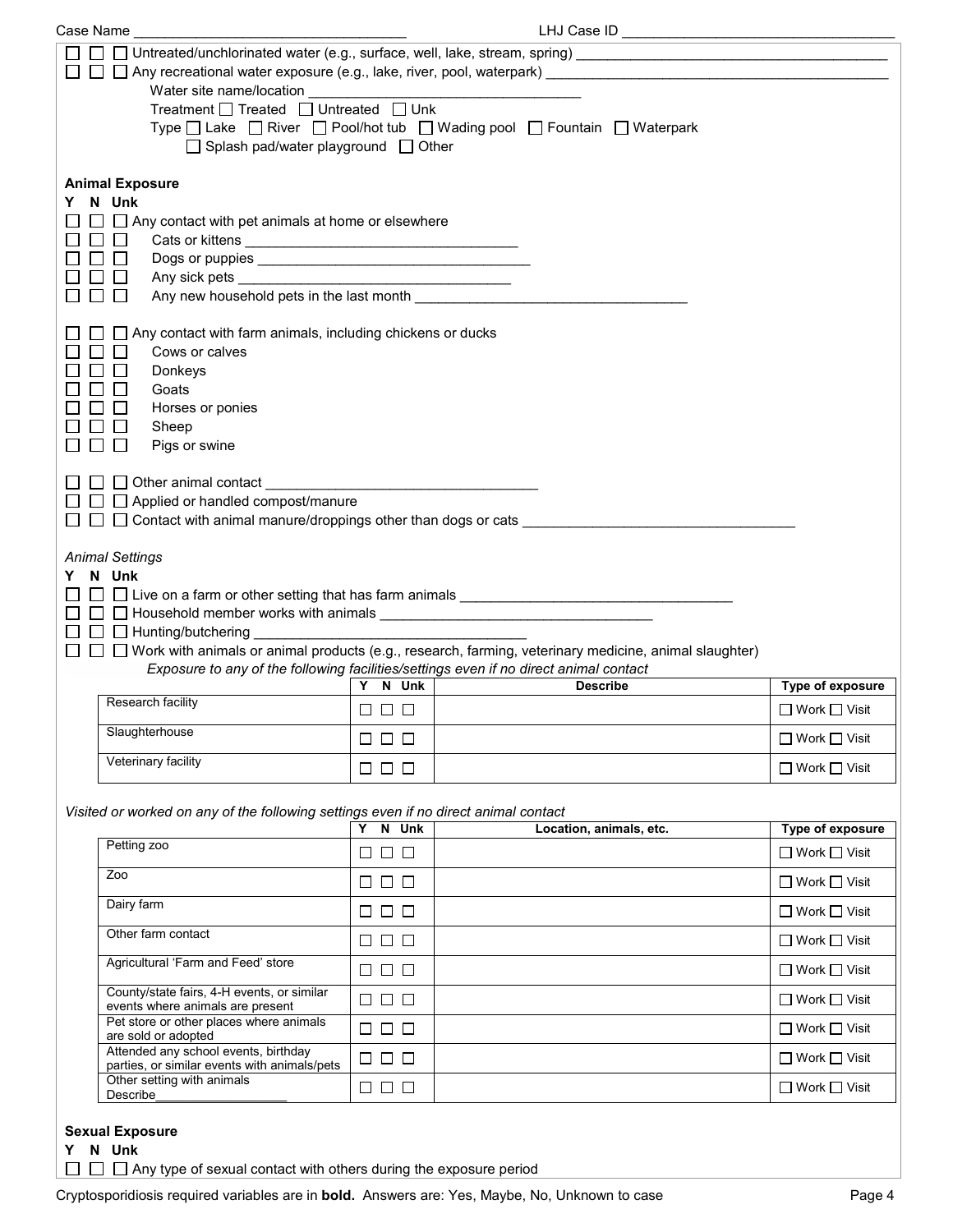Case Name ______________________________ LHJ Case ID ______________________________

☐ ☐ ☐ Untreated/unchlorinated water (e.g., surface, well, lake, stream, spring) ______________________________

☐ ☐ ☐ Any recreational water exposure (e.g., lake, river, pool, waterpark) ______________________________

Water site name/location ______________________________

Treatment ☐ Treated ☐ Untreated ☐ Unk

Type ☐ Lake ☐ River ☐ Pool/hot tub ☐ Wading pool ☐ Fountain ☐ Waterpark

☐ Splash pad/water playground ☐ Other

**Animal Exposure**

**Y N Unk**

☐ ☐ ☐ Any contact with pet animals at home or elsewhere

☐ ☐ ☐ Cats or kittens ______________________________

☐ ☐ ☐ Dogs or puppies ______________________________

☐ ☐ ☐ Any sick pets ______________________________

☐ ☐ ☐ Any new household pets in the last month ______________________________

☐ ☐ ☐ Any contact with farm animals, including chickens or ducks

☐ ☐ ☐ Cows or calves

☐ ☐ ☐ Donkeys

☐ ☐ ☐ Goats

☐ ☐ ☐ Horses or ponies

☐ ☐ ☐ Sheep

☐ ☐ ☐ Pigs or swine

☐ ☐ ☐ Other animal contact ______________________________

☐ ☐ ☐ Applied or handled compost/manure

☐ ☐ ☐ Contact with animal manure/droppings other than dogs or cats ______________________________

*Animal Settings*

**Y N Unk**

☐ ☐ ☐ Live on a farm or other setting that has farm animals ______________________________

☐ ☐ ☐ Household member works with animals ______________________________

☐ ☐ ☐ Hunting/butchering ______________________________

☐ ☐ ☐ Work with animals or animal products (e.g., research, farming, veterinary medicine, animal slaughter)

*Exposure to any of the following facilities/settings even if no direct animal contact*

| | Y N Unk | Describe | Type of exposure |
|---|---|---|---|
| Research facility | ☐ ☐ ☐ | | ☐ Work ☐ Visit |
| Slaughterhouse | ☐ ☐ ☐ | | ☐ Work ☐ Visit |
| Veterinary facility | ☐ ☐ ☐ | | ☐ Work ☐ Visit |

*Visited or worked on any of the following settings even if no direct animal contact*

| | Y N Unk | Location, animals, etc. | Type of exposure |
|---|---|---|---|
| Petting zoo | ☐ ☐ ☐ | | ☐ Work ☐ Visit |
| Zoo | ☐ ☐ ☐ | | ☐ Work ☐ Visit |
| Dairy farm | ☐ ☐ ☐ | | ☐ Work ☐ Visit |
| Other farm contact | ☐ ☐ ☐ | | ☐ Work ☐ Visit |
| Agricultural 'Farm and Feed' store | ☐ ☐ ☐ | | ☐ Work ☐ Visit |
| County/state fairs, 4-H events, or similar events where animals are present | ☐ ☐ ☐ | | ☐ Work ☐ Visit |
| Pet store or other places where animals are sold or adopted | ☐ ☐ ☐ | | ☐ Work ☐ Visit |
| Attended any school events, birthday parties, or similar events with animals/pets | ☐ ☐ ☐ | | ☐ Work ☐ Visit |
| Other setting with animals Describe__________________ | ☐ ☐ ☐ | | ☐ Work ☐ Visit |

**Sexual Exposure**

**Y N Unk**

☐ ☐ ☐ Any type of sexual contact with others during the exposure period

Cryptosporidiosis required variables are in **bold**. Answers are: Yes, Maybe, No, Unknown to case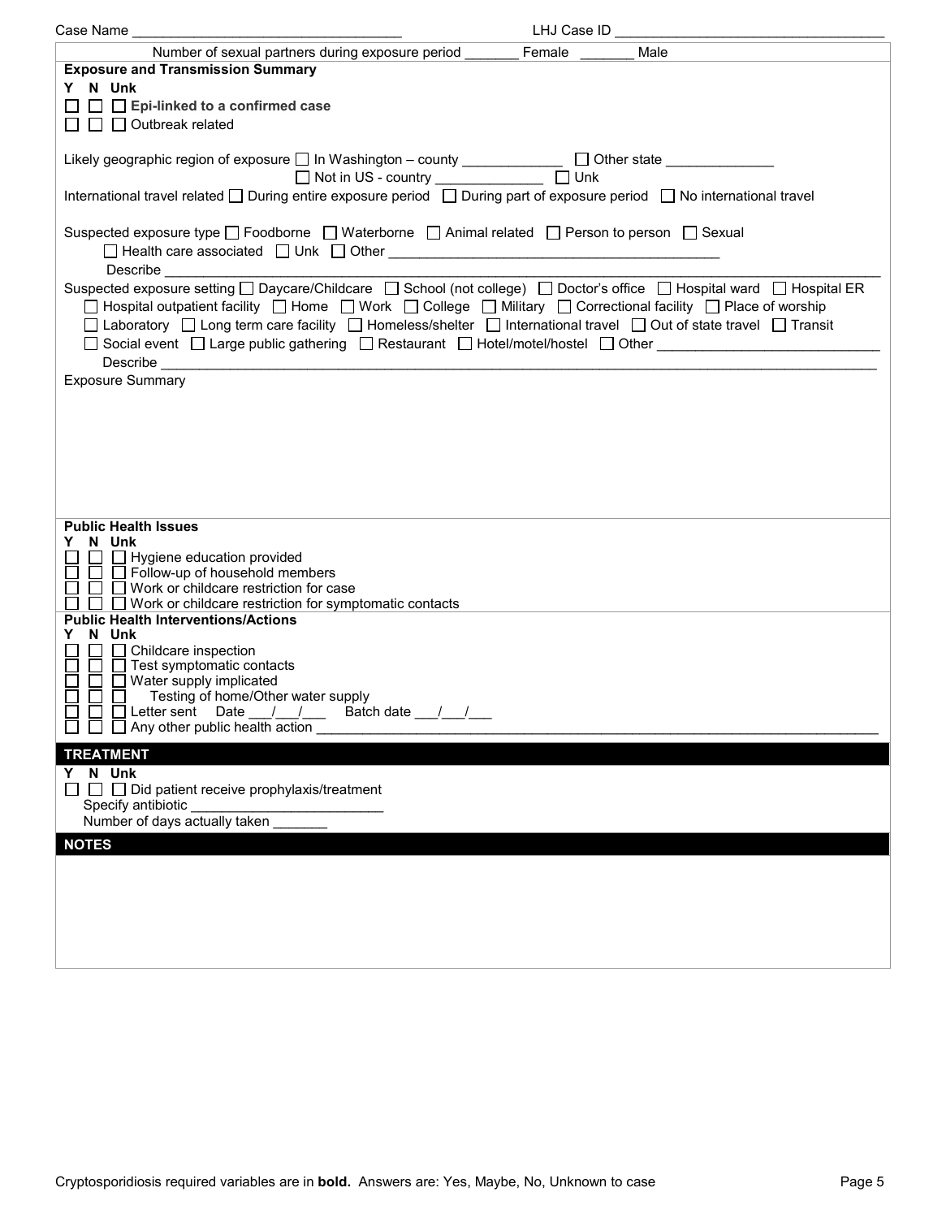Case Name ______________________________ LHJ Case ID ______________________________

Number of sexual partners during exposure period _______ Female _______ Male

**Exposure and Transmission Summary**

Y N Unk

☐ ☐ ☐ **Epi-linked to a confirmed case**

☐ ☐ ☐ Outbreak related

Likely geographic region of exposure ☐ In Washington – county ____________ ☐ Other state _____________

☐ Not in US - country _____________ ☐ Unk

International travel related ☐ During entire exposure period ☐ During part of exposure period ☐ No international travel

Suspected exposure type ☐ Foodborne ☐ Waterborne ☐ Animal related ☐ Person to person ☐ Sexual

☐ Health care associated ☐ Unk ☐ Other ________________________________________

Describe ____________________________________________________________________________________

Suspected exposure setting ☐ Daycare/Childcare ☐ School (not college) ☐ Doctor's office ☐ Hospital ward ☐ Hospital ER

☐ Hospital outpatient facility ☐ Home ☐ Work ☐ College ☐ Military ☐ Correctional facility ☐ Place of worship

☐ Laboratory ☐ Long term care facility ☐ Homeless/shelter ☐ International travel ☐ Out of state travel ☐ Transit

☐ Social event ☐ Large public gathering ☐ Restaurant ☐ Hotel/motel/hostel ☐ Other ___________________________

Describe ____________________________________________________________________________________

Exposure Summary

**Public Health Issues**

Y N Unk

☐ ☐ ☐ Hygiene education provided

☐ ☐ ☐ Follow-up of household members

☐ ☐ ☐ Work or childcare restriction for case

☐ ☐ ☐ Work or childcare restriction for symptomatic contacts

**Public Health Interventions/Actions**

Y N Unk

☐ ☐ ☐ Childcare inspection

☐ ☐ ☐ Test symptomatic contacts

☐ ☐ ☐ Water supply implicated

☐ ☐ ☐ Testing of home/Other water supply

☐ ☐ ☐ Letter sent Date ___/___/___ Batch date ___/___/___

☐ ☐ ☐ Any other public health action ____________________________________________________________

## TREATMENT

Y N Unk

☐ ☐ ☐ Did patient receive prophylaxis/treatment

Specify antibiotic ________________________

Number of days actually taken _______

## NOTES

Cryptosporidiosis required variables are in **bold.** Answers are: Yes, Maybe, No, Unknown to case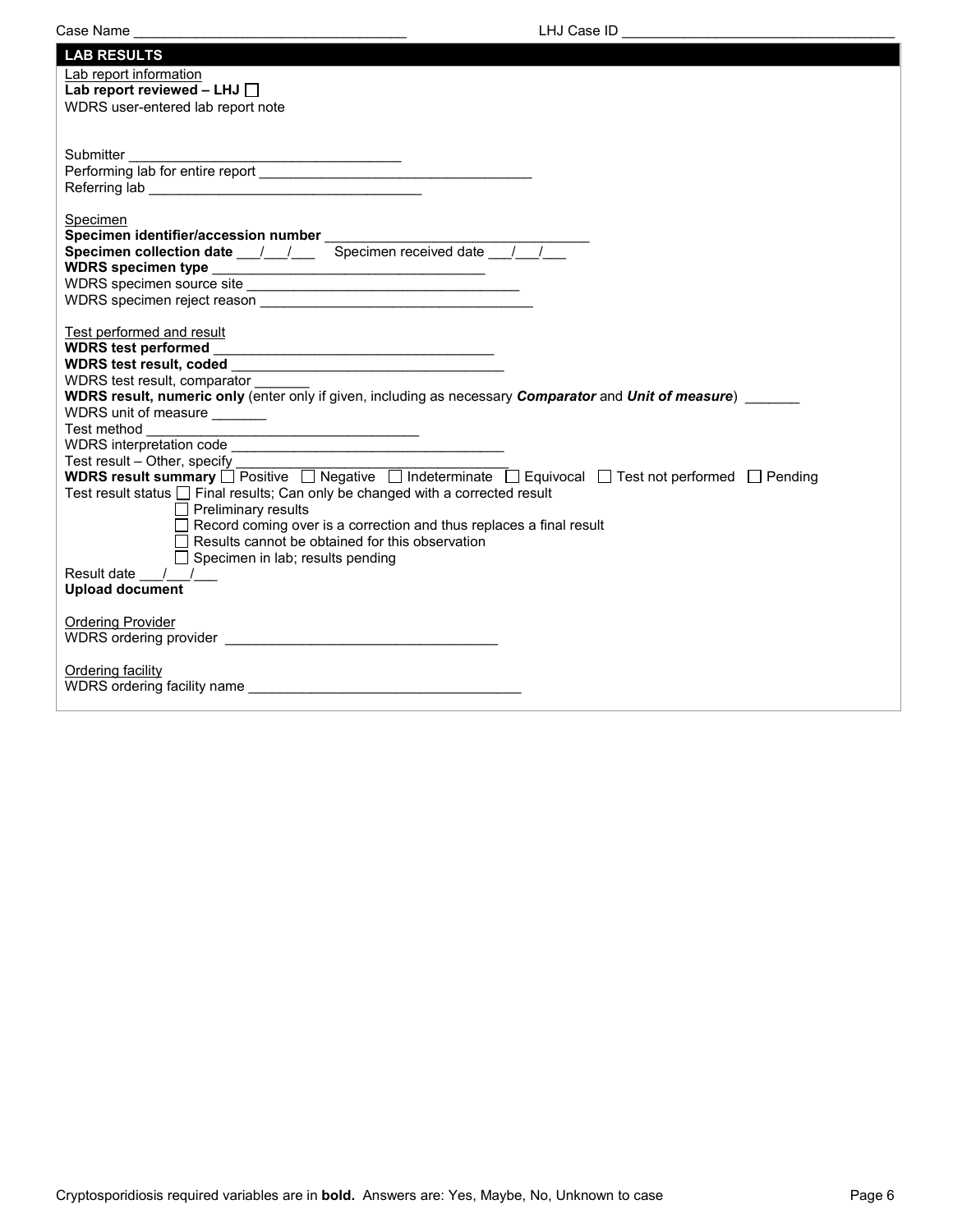Case Name ___________________________________ LHJ Case ID ___________________________________

## LAB RESULTS

Lab report information

**Lab report reviewed – LHJ** ☐

WDRS user-entered lab report note

Submitter ___________________________________

Performing lab for entire report ___________________________________

Referring lab ___________________________________

Specimen

**Specimen identifier/accession number** ___________________________________

**Specimen collection date** ___/___/___ Specimen received date ___/___/___

**WDRS specimen type** ___________________________________

WDRS specimen source site ___________________________________

WDRS specimen reject reason ___________________________________

Test performed and result

**WDRS test performed** ___________________________________

**WDRS test result, coded** ___________________________________

WDRS test result, comparator _______

**WDRS result, numeric only** (enter only if given, including as necessary ***Comparator*** and ***Unit of measure***) _______

WDRS unit of measure _______

Test method ___________________________________

WDRS interpretation code ___________________________________

Test result – Other, specify ___________________________________

**WDRS result summary** ☐ Positive ☐ Negative ☐ Indeterminate ☐ Equivocal ☐ Test not performed ☐ Pending

Test result status ☐ Final results; Can only be changed with a corrected result
- ☐ Preliminary results
- ☐ Record coming over is a correction and thus replaces a final result
- ☐ Results cannot be obtained for this observation
- ☐ Specimen in lab; results pending

Result date ___/___/___

**Upload document**

Ordering Provider

WDRS ordering provider ___________________________________

Ordering facility

WDRS ordering facility name ___________________________________

Cryptosporidiosis required variables are in **bold.** Answers are: Yes, Maybe, No, Unknown to case